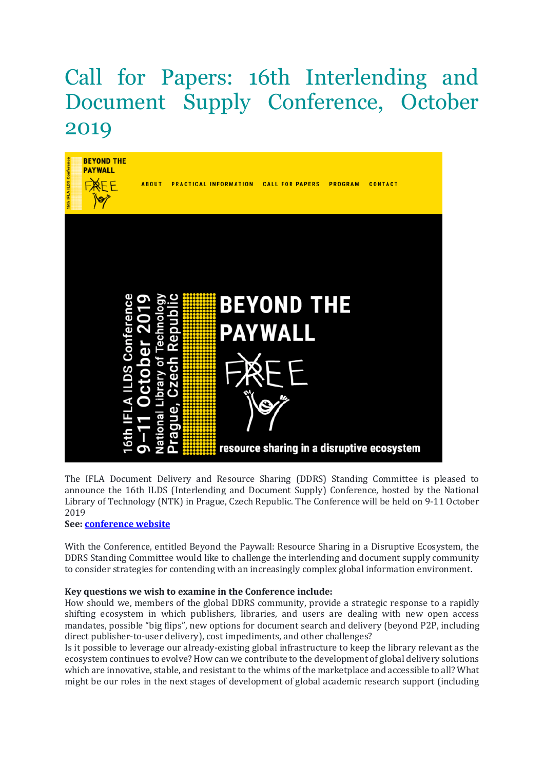# Call for Papers: 16th Interlending and Document Supply Conference, October 2019

The IFLA Document Delivery and Resource Sharing (DDRS) Standing Committee is pleased to announce the 16th ILDS (Interlending and Document Supply) Conference, hosted by the National Library of Technology (NTK) in Prague, Czech Republic. The Conference will be held on 9-11 October 2019

**See: conference website**

With the Conference, entitled Beyond the Paywall: Resource Sharing in a Disruptive Ecosystem, the DDRS Standing Committee would like to challenge the interlending and document supply community to consider strategies for contending with an increasingly complex global information environment.

**Key questions we wish to examine in the Conference include:**

How should we, members of the global DDRS community, provide a strategic response to a rapidly shifting ecosystem in which publishers, libraries, and users are dealing with new open access mandates, possible "big flips", new options for document search and delivery (beyond P2P, including direct publisher-to-user delivery), cost impediments, and other challenges?

Is it possible to leverage our already-existing global infrastructure to keep the library relevant as the ecosystem continues to evolve? How can we contribute to the development of global delivery solutions which are innovative, stable, and resistant to the whims of the marketplace and accessible to all? What might be our roles in the next stages of development of global academic research support (including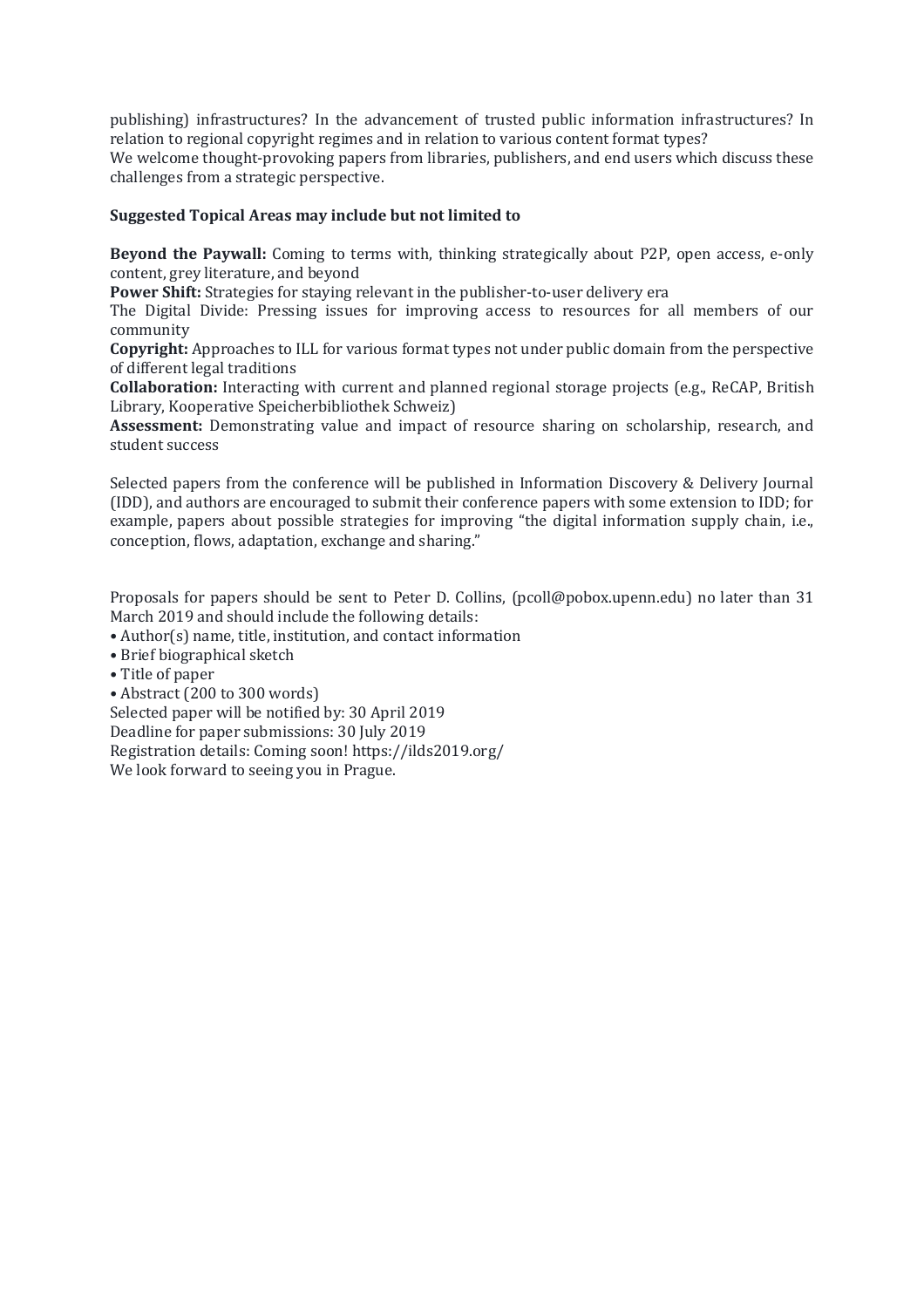publishing) infrastructures? In the advancement of trusted public information infrastructures? In relation to regional copyright regimes and in relation to various content format types?

We welcome thought-provoking papers from libraries, publishers, and end users which discuss these challenges from a strategic perspective.

**Suggested Topical Areas may include but not limited to**

**Beyond the Paywall:** Coming to terms with, thinking strategically about P2P, open access, e-only content, grey literature, and beyond

**Power Shift:** Strategies for staying relevant in the publisher-to-user delivery era

The Digital Divide: Pressing issues for improving access to resources for all members of our community

**Copyright:** Approaches to ILL for various format types not under public domain from the perspective of different legal traditions

**Collaboration:** Interacting with current and planned regional storage projects (e.g., ReCAP, British Library, Kooperative Speicherbibliothek Schweiz)

**Assessment:** Demonstrating value and impact of resource sharing on scholarship, research, and student success

Selected papers from the conference will be published in Information Discovery & Delivery Journal (IDD), and authors are encouraged to submit their conference papers with some extension to IDD; for example, papers about possible strategies for improving "the digital information supply chain, i.e., conception, flows, adaptation, exchange and sharing."

Proposals for papers should be sent to Peter D. Collins, (pcoll@pobox.upenn.edu) no later than 31 March 2019 and should include the following details:

- Author(s) name, title, institution, and contact information
- Brief biographical sketch
- Title of paper
- Abstract (200 to 300 words)

Selected paper will be notified by: 30 April 2019

Deadline for paper submissions: 30 July 2019

Registration details: Coming soon! https://ilds2019.org/

We look forward to seeing you in Prague.